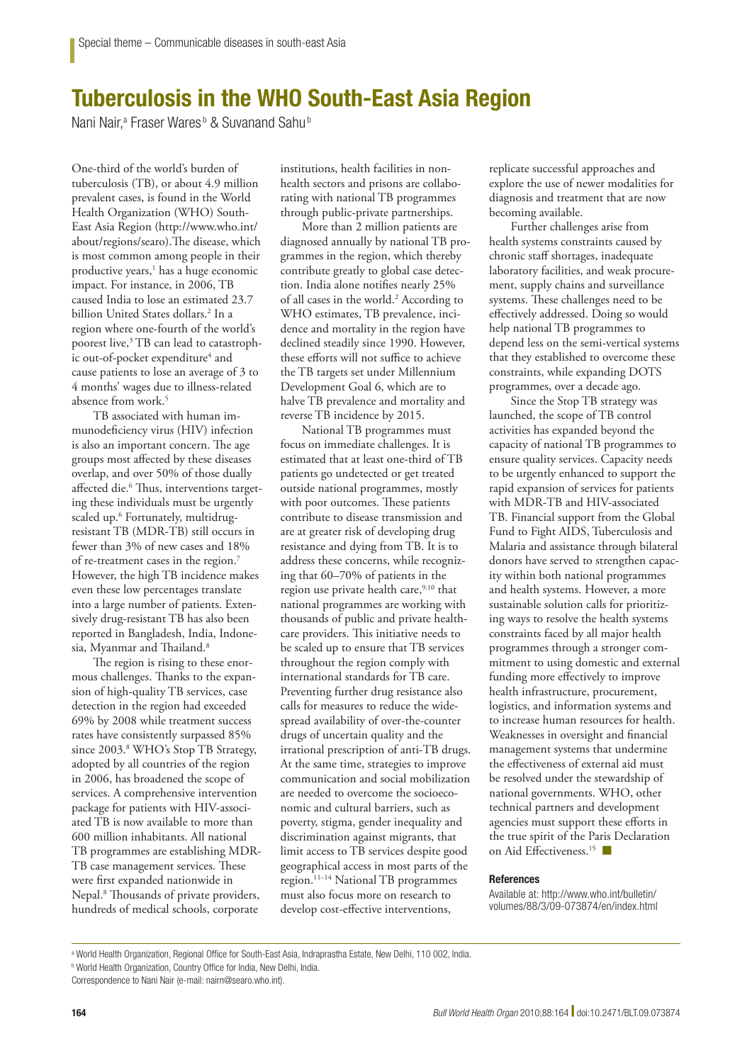Special theme – Communicable diseases in south-east Asia

# Tuberculosis in the WHO South-East Asia Region

Nani Nair,[a] Fraser Wares[b] & Suvanand Sahu[b]

One-third of the world's burden of tuberculosis (TB), or about 4.9 million prevalent cases, is found in the World Health Organization (WHO) South-East Asia Region (http://www.who.int/about/regions/searo).The disease, which is most common among people in their productive years,[1] has a huge economic impact. For instance, in 2006, TB caused India to lose an estimated 23.7 billion United States dollars.[2] In a region where one-fourth of the world's poorest live,[3] TB can lead to catastrophic out-of-pocket expenditure[4] and cause patients to lose an average of 3 to 4 months' wages due to illness-related absence from work.[5]

TB associated with human immunodeficiency virus (HIV) infection is also an important concern. The age groups most affected by these diseases overlap, and over 50% of those dually affected die.[6] Thus, interventions targeting these individuals must be urgently scaled up.[6] Fortunately, multidrug-resistant TB (MDR-TB) still occurs in fewer than 3% of new cases and 18% of re-treatment cases in the region.[7] However, the high TB incidence makes even these low percentages translate into a large number of patients. Extensively drug-resistant TB has also been reported in Bangladesh, India, Indonesia, Myanmar and Thailand.[8]

The region is rising to these enormous challenges. Thanks to the expansion of high-quality TB services, case detection in the region had exceeded 69% by 2008 while treatment success rates have consistently surpassed 85% since 2003.[8] WHO's Stop TB Strategy, adopted by all countries of the region in 2006, has broadened the scope of services. A comprehensive intervention package for patients with HIV-associated TB is now available to more than 600 million inhabitants. All national TB programmes are establishing MDR-TB case management services. These were first expanded nationwide in Nepal.[8] Thousands of private providers, hundreds of medical schools, corporate institutions, health facilities in non-health sectors and prisons are collaborating with national TB programmes through public-private partnerships.

More than 2 million patients are diagnosed annually by national TB programmes in the region, which thereby contribute greatly to global case detection. India alone notifies nearly 25% of all cases in the world.[2] According to WHO estimates, TB prevalence, incidence and mortality in the region have declined steadily since 1990. However, these efforts will not suffice to achieve the TB targets set under Millennium Development Goal 6, which are to halve TB prevalence and mortality and reverse TB incidence by 2015.

National TB programmes must focus on immediate challenges. It is estimated that at least one-third of TB patients go undetected or get treated outside national programmes, mostly with poor outcomes. These patients contribute to disease transmission and are at greater risk of developing drug resistance and dying from TB. It is to address these concerns, while recognizing that 60–70% of patients in the region use private health care,[9,10] that national programmes are working with thousands of public and private healthcare providers. This initiative needs to be scaled up to ensure that TB services throughout the region comply with international standards for TB care. Preventing further drug resistance also calls for measures to reduce the widespread availability of over-the-counter drugs of uncertain quality and the irrational prescription of anti-TB drugs. At the same time, strategies to improve communication and social mobilization are needed to overcome the socioeconomic and cultural barriers, such as poverty, stigma, gender inequality and discrimination against migrants, that limit access to TB services despite good geographical access in most parts of the region.[11–14] National TB programmes must also focus more on research to develop cost-effective interventions, replicate successful approaches and explore the use of newer modalities for diagnosis and treatment that are now becoming available.

Further challenges arise from health systems constraints caused by chronic staff shortages, inadequate laboratory facilities, and weak procurement, supply chains and surveillance systems. These challenges need to be effectively addressed. Doing so would help national TB programmes to depend less on the semi-vertical systems that they established to overcome these constraints, while expanding DOTS programmes, over a decade ago.

Since the Stop TB strategy was launched, the scope of TB control activities has expanded beyond the capacity of national TB programmes to ensure quality services. Capacity needs to be urgently enhanced to support the rapid expansion of services for patients with MDR-TB and HIV-associated TB. Financial support from the Global Fund to Fight AIDS, Tuberculosis and Malaria and assistance through bilateral donors have served to strengthen capacity within both national programmes and health systems. However, a more sustainable solution calls for prioritizing ways to resolve the health systems constraints faced by all major health programmes through a stronger commitment to using domestic and external funding more effectively to improve health infrastructure, procurement, logistics, and information systems and to increase human resources for health. Weaknesses in oversight and financial management systems that undermine the effectiveness of external aid must be resolved under the stewardship of national governments. WHO, other technical partners and development agencies must support these efforts in the true spirit of the Paris Declaration on Aid Effectiveness.[15] ■

#### References

Available at: http://www.who.int/bulletin/volumes/88/3/09-073874/en/index.html

[a] World Health Organization, Regional Office for South-East Asia, Indraprastha Estate, New Delhi, 110 002, India.

[b] World Health Organization, Country Office for India, New Delhi, India.

Correspondence to Nani Nair (e-mail: nairn@searo.who.int).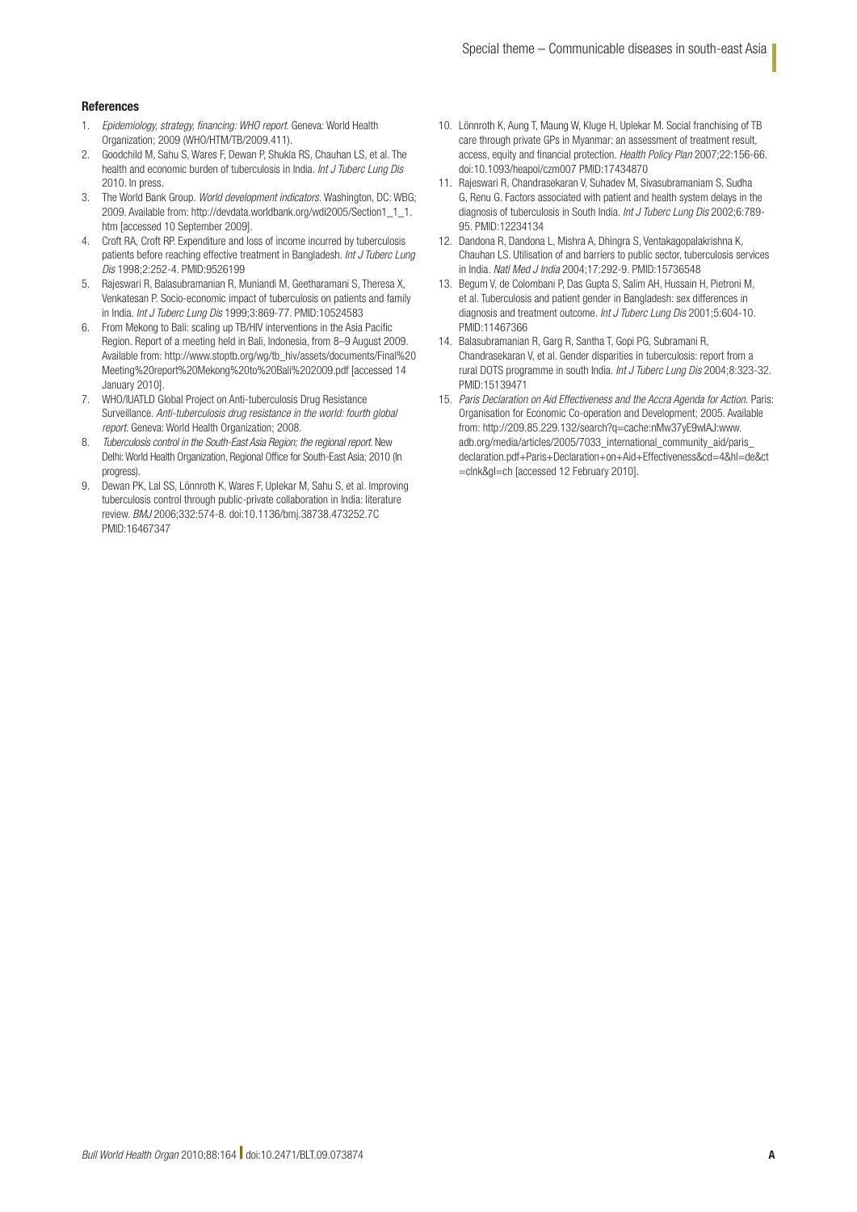#### References

1. *Epidemiology, strategy, financing: WHO report.* Geneva: World Health Organization; 2009 (WHO/HTM/TB/2009.411).
2. Goodchild M, Sahu S, Wares F, Dewan P, Shukla RS, Chauhan LS, et al. The health and economic burden of tuberculosis in India. *Int J Tuberc Lung Dis* 2010. In press.
3. The World Bank Group. *World development indicators.* Washington, DC: WBG; 2009. Available from: http://devdata.worldbank.org/wdi2005/Section1_1_1.htm [accessed 10 September 2009].
4. Croft RA, Croft RP. Expenditure and loss of income incurred by tuberculosis patients before reaching effective treatment in Bangladesh. *Int J Tuberc Lung Dis* 1998;2:252-4. PMID:9526199
5. Rajeswari R, Balasubramanian R, Muniandi M, Geetharamani S, Theresa X, Venkatesan P. Socio-economic impact of tuberculosis on patients and family in India. *Int J Tuberc Lung Dis* 1999;3:869-77. PMID:10524583
6. From Mekong to Bali: scaling up TB/HIV interventions in the Asia Pacific Region. Report of a meeting held in Bali, Indonesia, from 8–9 August 2009. Available from: http://www.stoptb.org/wg/tb_hiv/assets/documents/Final%20Meeting%20report%20Mekong%20to%20Bali%202009.pdf [accessed 14 January 2010].
7. WHO/IUATLD Global Project on Anti-tuberculosis Drug Resistance Surveillance. *Anti-tuberculosis drug resistance in the world: fourth global report.* Geneva: World Health Organization; 2008.
8. *Tuberculosis control in the South-East Asia Region; the regional report.* New Delhi: World Health Organization, Regional Office for South-East Asia; 2010 (In progress).
9. Dewan PK, Lal SS, Lönnroth K, Wares F, Uplekar M, Sahu S, et al. Improving tuberculosis control through public-private collaboration in India: literature review. *BMJ* 2006;332:574-8. doi:10.1136/bmj.38738.473252.7C PMID:16467347
10. Lönnroth K, Aung T, Maung W, Kluge H, Uplekar M. Social franchising of TB care through private GPs in Myanmar: an assessment of treatment result, access, equity and financial protection. *Health Policy Plan* 2007;22:156-66. doi:10.1093/heapol/czm007 PMID:17434870
11. Rajeswari R, Chandrasekaran V, Suhadev M, Sivasubramaniam S, Sudha G, Renu G. Factors associated with patient and health system delays in the diagnosis of tuberculosis in South India. *Int J Tuberc Lung Dis* 2002;6:789-95. PMID:12234134
12. Dandona R, Dandona L, Mishra A, Dhingra S, Ventakagopalakrishna K, Chauhan LS. Utilisation of and barriers to public sector, tuberculosis services in India. *Natl Med J India* 2004;17:292-9. PMID:15736548
13. Begum V, de Colombani P, Das Gupta S, Salim AH, Hussain H, Pietroni M, et al. Tuberculosis and patient gender in Bangladesh: sex differences in diagnosis and treatment outcome. *Int J Tuberc Lung Dis* 2001;5:604-10. PMID:11467366
14. Balasubramanian R, Garg R, Santha T, Gopi PG, Subramani R, Chandrasekaran V, et al. Gender disparities in tuberculosis: report from a rural DOTS programme in south India. *Int J Tuberc Lung Dis* 2004;8:323-32. PMID:15139471
15. *Paris Declaration on Aid Effectiveness and the Accra Agenda for Action.* Paris: Organisation for Economic Co-operation and Development; 2005. Available from: http://209.85.229.132/search?q=cache:nMw37yE9wlAJ:www.adb.org/media/articles/2005/7033_international_community_aid/paris_declaration.pdf+Paris+Declaration+on+Aid+Effectiveness&cd=4&hl=de&ct=clnk&gl=ch [accessed 12 February 2010].